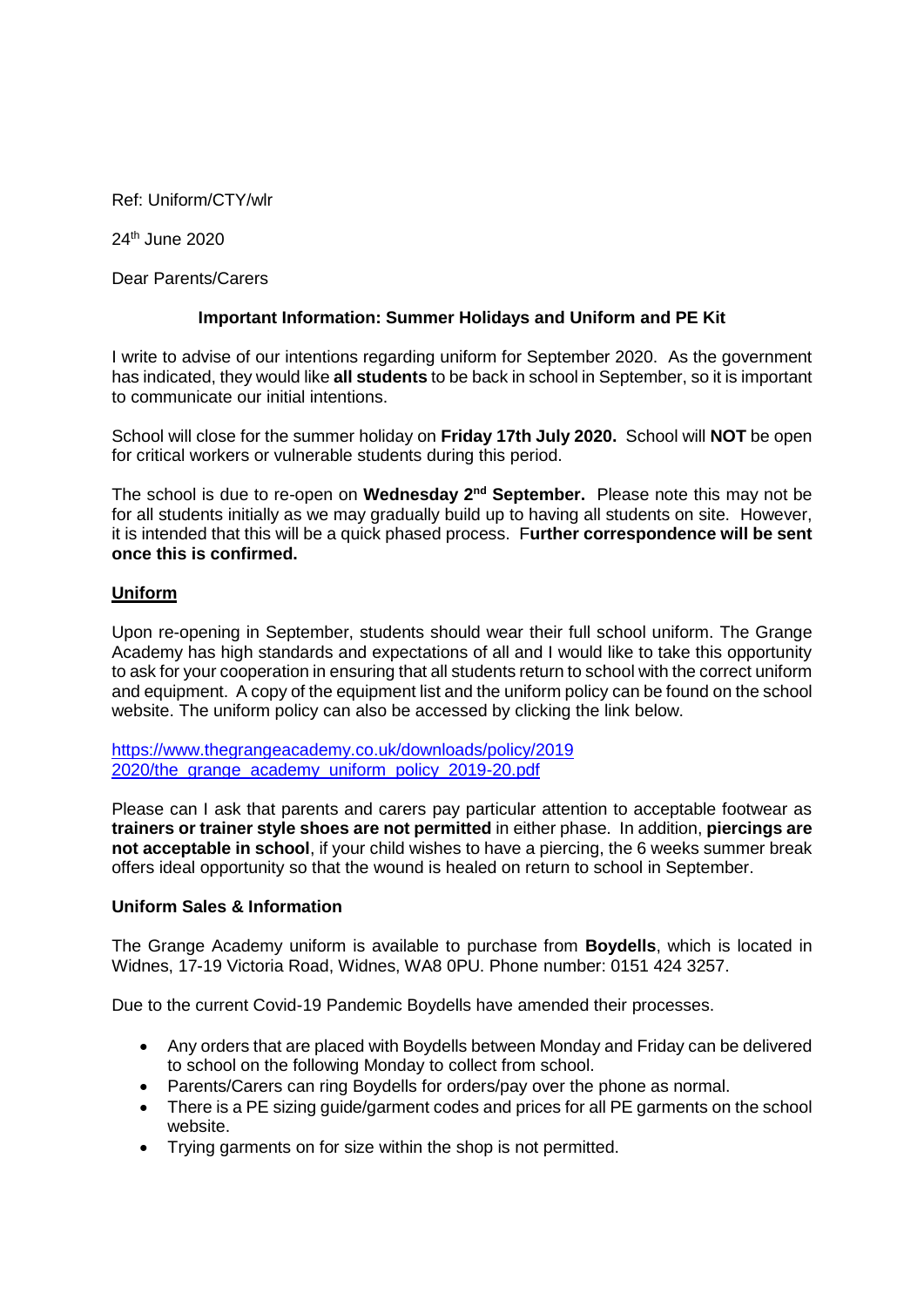Ref: Uniform/CTY/wlr

24th June 2020

Dear Parents/Carers

**Important Information: Summer Holidays and Uniform and PE Kit**

I write to advise of our intentions regarding uniform for September 2020. As the government has indicated, they would like **all students** to be back in school in September, so it is important to communicate our initial intentions.

School will close for the summer holiday on **Friday 17th July 2020.** School will **NOT** be open for critical workers or vulnerable students during this period.

The school is due to re-open on **Wednesday 2nd September.** Please note this may not be for all students initially as we may gradually build up to having all students on site. However, it is intended that this will be a quick phased process. F**urther correspondence will be sent once this is confirmed.**

## Uniform

Upon re-opening in September, students should wear their full school uniform. The Grange Academy has high standards and expectations of all and I would like to take this opportunity to ask for your cooperation in ensuring that all students return to school with the correct uniform and equipment. A copy of the equipment list and the uniform policy can be found on the school website. The uniform policy can also be accessed by clicking the link below.

https://www.thegrangeacademy.co.uk/downloads/policy/2019 2020/the_grange_academy_uniform_policy_2019-20.pdf

Please can I ask that parents and carers pay particular attention to acceptable footwear as **trainers or trainer style shoes are not permitted** in either phase. In addition, **piercings are not acceptable in school**, if your child wishes to have a piercing, the 6 weeks summer break offers ideal opportunity so that the wound is healed on return to school in September.

### Uniform Sales & Information

The Grange Academy uniform is available to purchase from **Boydells**, which is located in Widnes, 17-19 Victoria Road, Widnes, WA8 0PU. Phone number: 0151 424 3257.

Due to the current Covid-19 Pandemic Boydells have amended their processes.

- Any orders that are placed with Boydells between Monday and Friday can be delivered to school on the following Monday to collect from school.
- Parents/Carers can ring Boydells for orders/pay over the phone as normal.
- There is a PE sizing guide/garment codes and prices for all PE garments on the school website.
- Trying garments on for size within the shop is not permitted.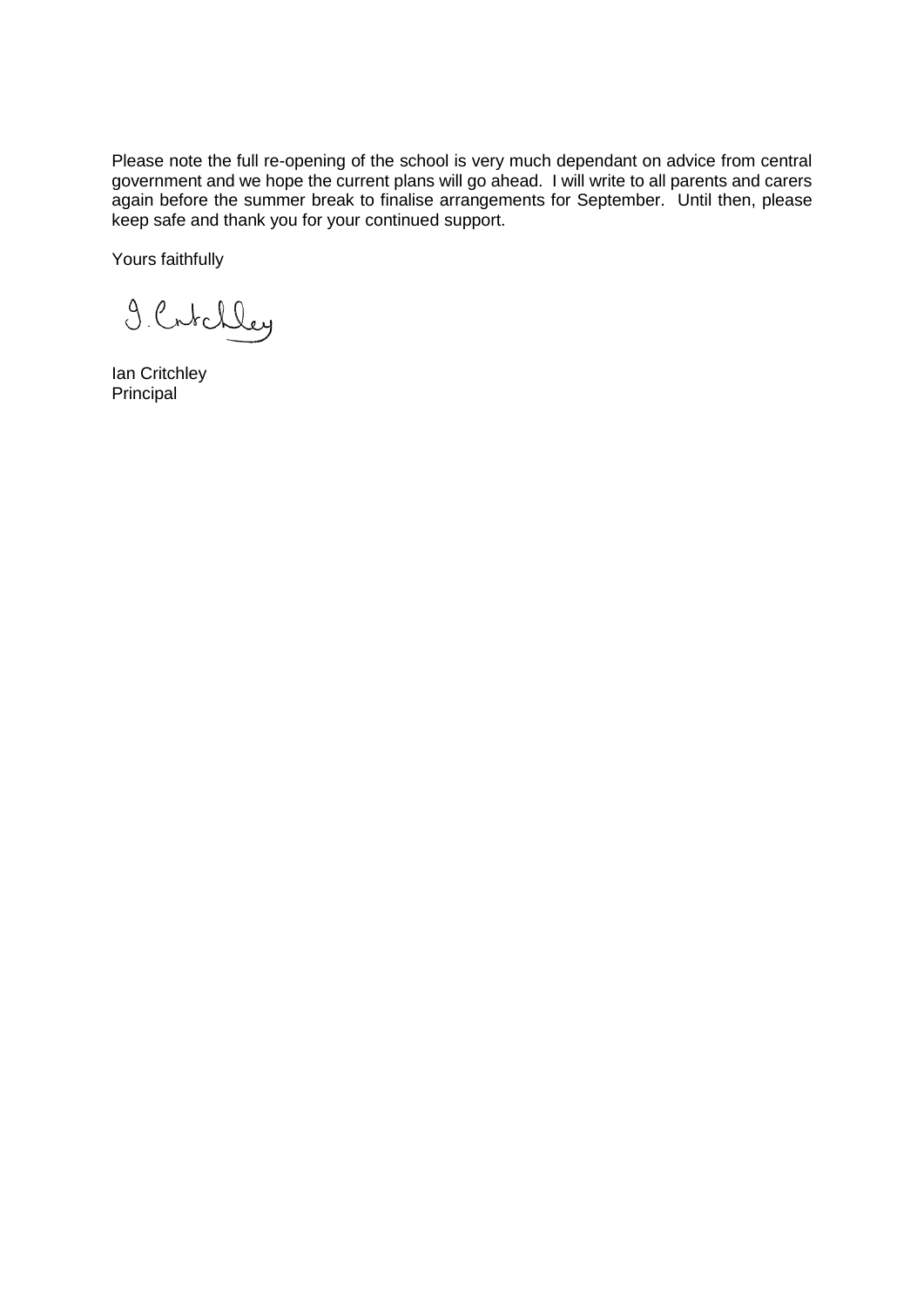Please note the full re-opening of the school is very much dependant on advice from central government and we hope the current plans will go ahead. I will write to all parents and carers again before the summer break to finalise arrangements for September. Until then, please keep safe and thank you for your continued support.

Yours faithfully

I. Critchley

Ian Critchley
Principal